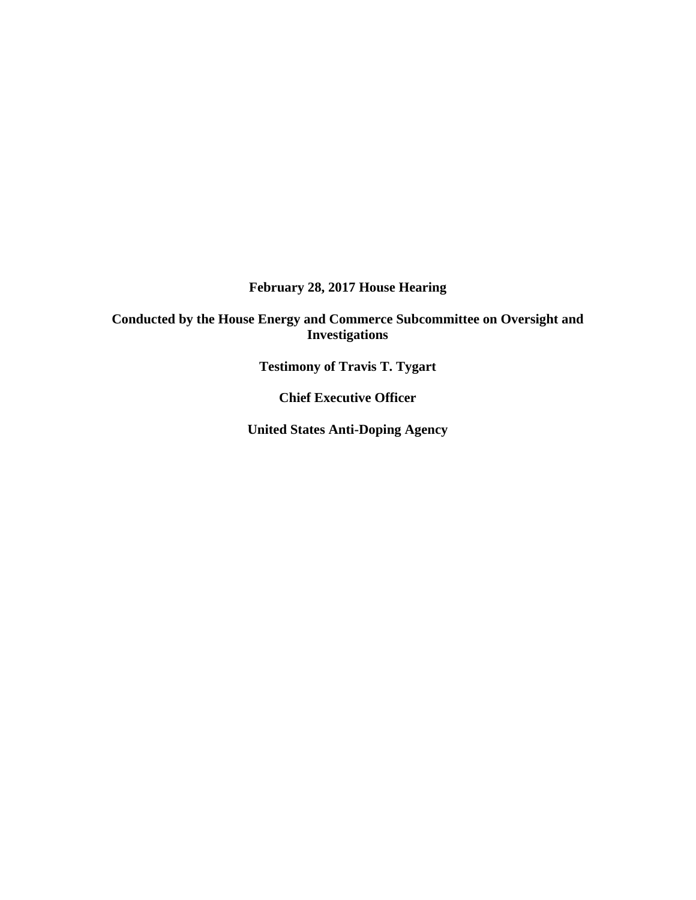**February 28, 2017 House Hearing**

**Conducted by the House Energy and Commerce Subcommittee on Oversight and Investigations**

**Testimony of Travis T. Tygart**

**Chief Executive Officer**

**United States Anti-Doping Agency**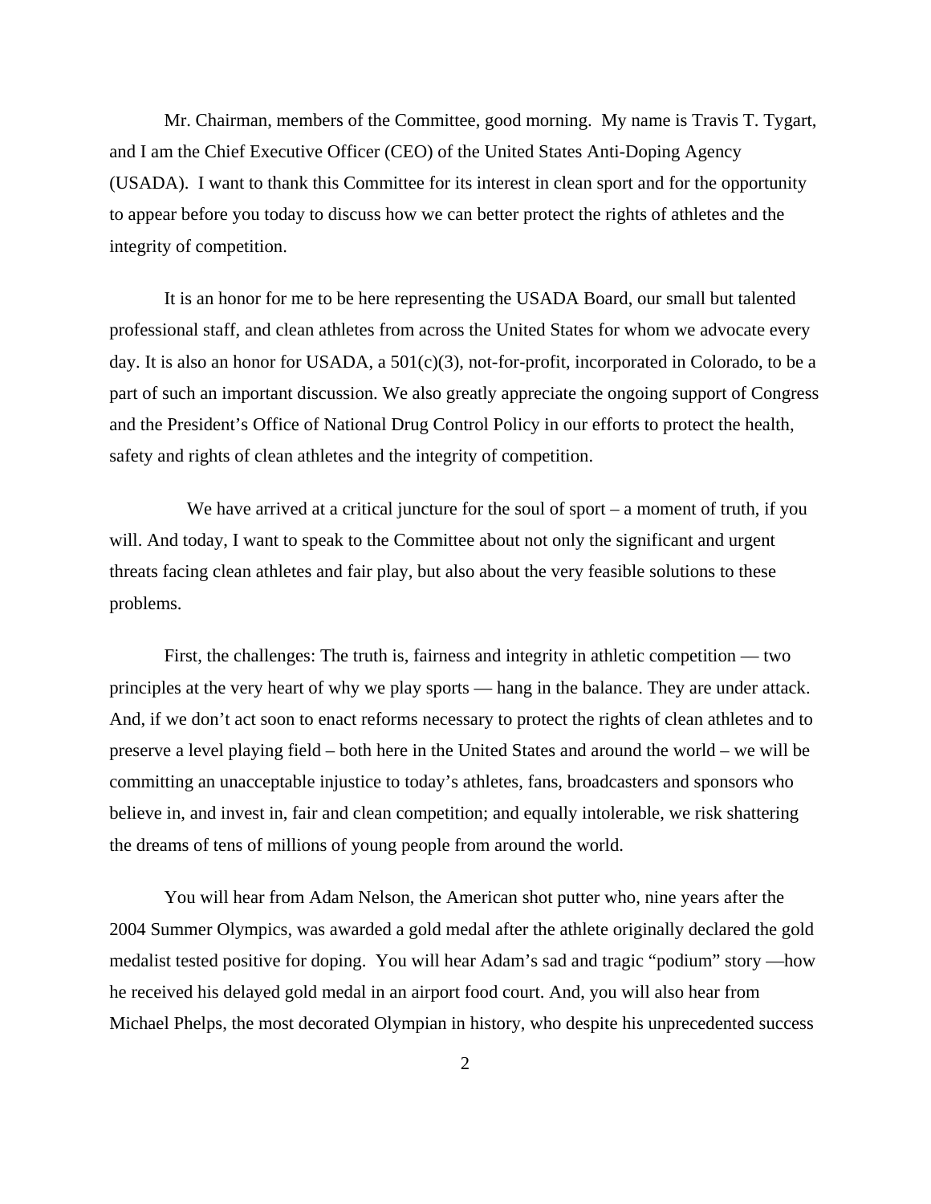Mr. Chairman, members of the Committee, good morning. My name is Travis T. Tygart, and I am the Chief Executive Officer (CEO) of the United States Anti-Doping Agency (USADA). I want to thank this Committee for its interest in clean sport and for the opportunity to appear before you today to discuss how we can better protect the rights of athletes and the integrity of competition.

It is an honor for me to be here representing the USADA Board, our small but talented professional staff, and clean athletes from across the United States for whom we advocate every day. It is also an honor for USADA, a 501(c)(3), not-for-profit, incorporated in Colorado, to be a part of such an important discussion. We also greatly appreciate the ongoing support of Congress and the President's Office of National Drug Control Policy in our efforts to protect the health, safety and rights of clean athletes and the integrity of competition.

We have arrived at a critical juncture for the soul of sport – a moment of truth, if you will. And today, I want to speak to the Committee about not only the significant and urgent threats facing clean athletes and fair play, but also about the very feasible solutions to these problems.

First, the challenges: The truth is, fairness and integrity in athletic competition — two principles at the very heart of why we play sports — hang in the balance. They are under attack. And, if we don't act soon to enact reforms necessary to protect the rights of clean athletes and to preserve a level playing field – both here in the United States and around the world – we will be committing an unacceptable injustice to today's athletes, fans, broadcasters and sponsors who believe in, and invest in, fair and clean competition; and equally intolerable, we risk shattering the dreams of tens of millions of young people from around the world.

You will hear from Adam Nelson, the American shot putter who, nine years after the 2004 Summer Olympics, was awarded a gold medal after the athlete originally declared the gold medalist tested positive for doping. You will hear Adam's sad and tragic "podium" story —how he received his delayed gold medal in an airport food court. And, you will also hear from Michael Phelps, the most decorated Olympian in history, who despite his unprecedented success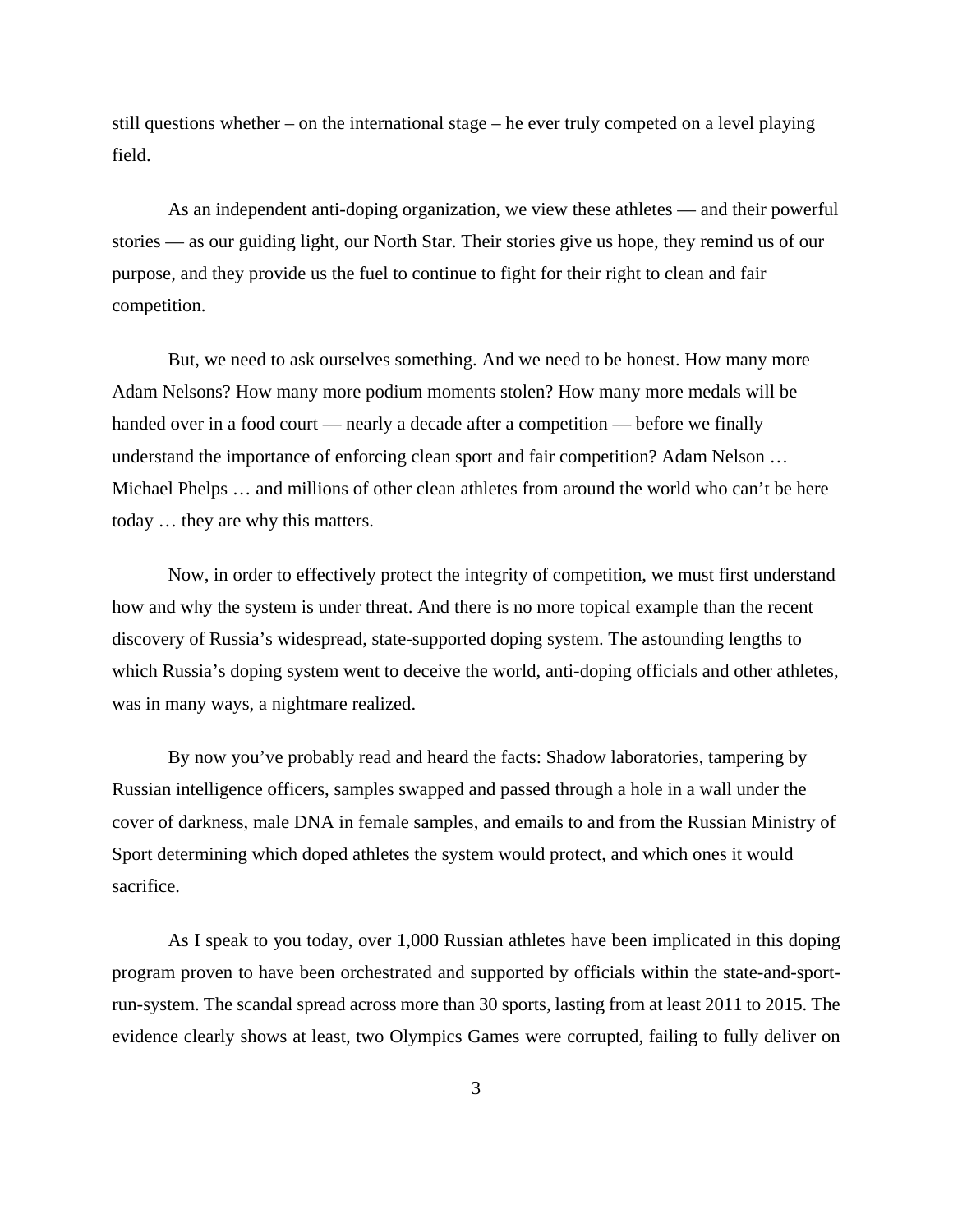still questions whether – on the international stage – he ever truly competed on a level playing field.

As an independent anti-doping organization, we view these athletes — and their powerful stories — as our guiding light, our North Star. Their stories give us hope, they remind us of our purpose, and they provide us the fuel to continue to fight for their right to clean and fair competition.

But, we need to ask ourselves something. And we need to be honest. How many more Adam Nelsons? How many more podium moments stolen? How many more medals will be handed over in a food court — nearly a decade after a competition — before we finally understand the importance of enforcing clean sport and fair competition? Adam Nelson … Michael Phelps … and millions of other clean athletes from around the world who can't be here today … they are why this matters.

Now, in order to effectively protect the integrity of competition, we must first understand how and why the system is under threat. And there is no more topical example than the recent discovery of Russia's widespread, state-supported doping system. The astounding lengths to which Russia's doping system went to deceive the world, anti-doping officials and other athletes, was in many ways, a nightmare realized.

By now you've probably read and heard the facts: Shadow laboratories, tampering by Russian intelligence officers, samples swapped and passed through a hole in a wall under the cover of darkness, male DNA in female samples, and emails to and from the Russian Ministry of Sport determining which doped athletes the system would protect, and which ones it would sacrifice.

As I speak to you today, over 1,000 Russian athletes have been implicated in this doping program proven to have been orchestrated and supported by officials within the state-and-sport-run-system. The scandal spread across more than 30 sports, lasting from at least 2011 to 2015. The evidence clearly shows at least, two Olympics Games were corrupted, failing to fully deliver on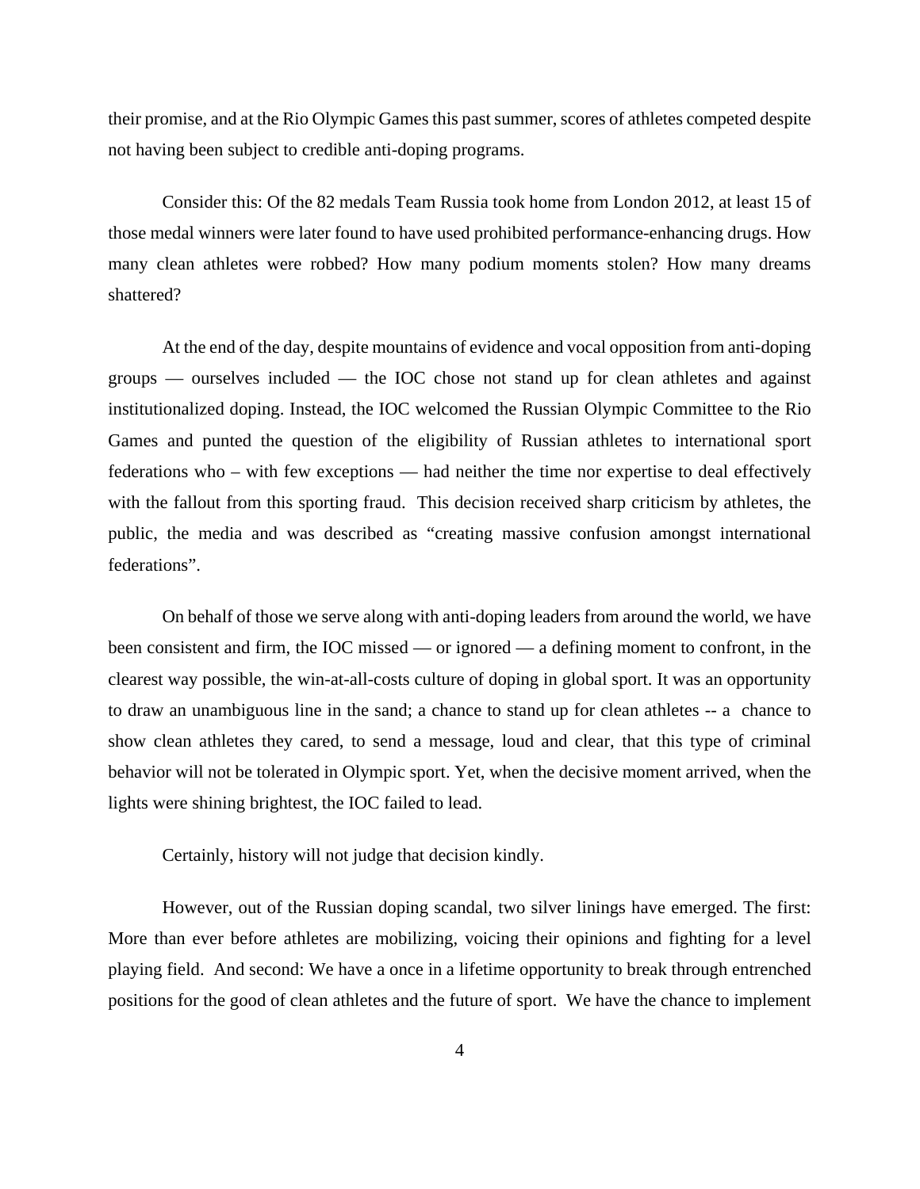their promise, and at the Rio Olympic Games this past summer, scores of athletes competed despite not having been subject to credible anti-doping programs.

Consider this: Of the 82 medals Team Russia took home from London 2012, at least 15 of those medal winners were later found to have used prohibited performance-enhancing drugs. How many clean athletes were robbed? How many podium moments stolen? How many dreams shattered?

At the end of the day, despite mountains of evidence and vocal opposition from anti-doping groups — ourselves included — the IOC chose not stand up for clean athletes and against institutionalized doping. Instead, the IOC welcomed the Russian Olympic Committee to the Rio Games and punted the question of the eligibility of Russian athletes to international sport federations who – with few exceptions — had neither the time nor expertise to deal effectively with the fallout from this sporting fraud. This decision received sharp criticism by athletes, the public, the media and was described as "creating massive confusion amongst international federations".

On behalf of those we serve along with anti-doping leaders from around the world, we have been consistent and firm, the IOC missed — or ignored — a defining moment to confront, in the clearest way possible, the win-at-all-costs culture of doping in global sport. It was an opportunity to draw an unambiguous line in the sand; a chance to stand up for clean athletes -- a chance to show clean athletes they cared, to send a message, loud and clear, that this type of criminal behavior will not be tolerated in Olympic sport. Yet, when the decisive moment arrived, when the lights were shining brightest, the IOC failed to lead.

Certainly, history will not judge that decision kindly.

However, out of the Russian doping scandal, two silver linings have emerged. The first: More than ever before athletes are mobilizing, voicing their opinions and fighting for a level playing field. And second: We have a once in a lifetime opportunity to break through entrenched positions for the good of clean athletes and the future of sport. We have the chance to implement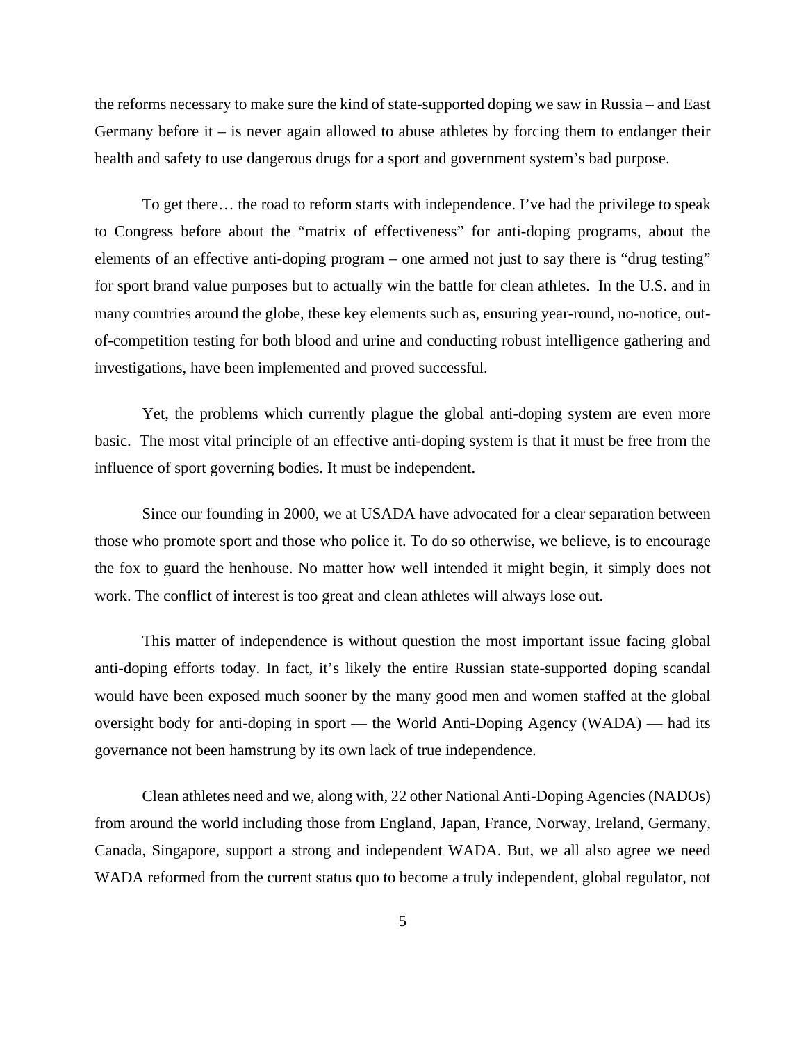the reforms necessary to make sure the kind of state-supported doping we saw in Russia – and East Germany before it – is never again allowed to abuse athletes by forcing them to endanger their health and safety to use dangerous drugs for a sport and government system's bad purpose.

To get there… the road to reform starts with independence. I've had the privilege to speak to Congress before about the "matrix of effectiveness" for anti-doping programs, about the elements of an effective anti-doping program – one armed not just to say there is "drug testing" for sport brand value purposes but to actually win the battle for clean athletes. In the U.S. and in many countries around the globe, these key elements such as, ensuring year-round, no-notice, out-of-competition testing for both blood and urine and conducting robust intelligence gathering and investigations, have been implemented and proved successful.

Yet, the problems which currently plague the global anti-doping system are even more basic. The most vital principle of an effective anti-doping system is that it must be free from the influence of sport governing bodies. It must be independent.

Since our founding in 2000, we at USADA have advocated for a clear separation between those who promote sport and those who police it. To do so otherwise, we believe, is to encourage the fox to guard the henhouse. No matter how well intended it might begin, it simply does not work. The conflict of interest is too great and clean athletes will always lose out.

This matter of independence is without question the most important issue facing global anti-doping efforts today. In fact, it's likely the entire Russian state-supported doping scandal would have been exposed much sooner by the many good men and women staffed at the global oversight body for anti-doping in sport — the World Anti-Doping Agency (WADA) — had its governance not been hamstrung by its own lack of true independence.

Clean athletes need and we, along with, 22 other National Anti-Doping Agencies (NADOs) from around the world including those from England, Japan, France, Norway, Ireland, Germany, Canada, Singapore, support a strong and independent WADA. But, we all also agree we need WADA reformed from the current status quo to become a truly independent, global regulator, not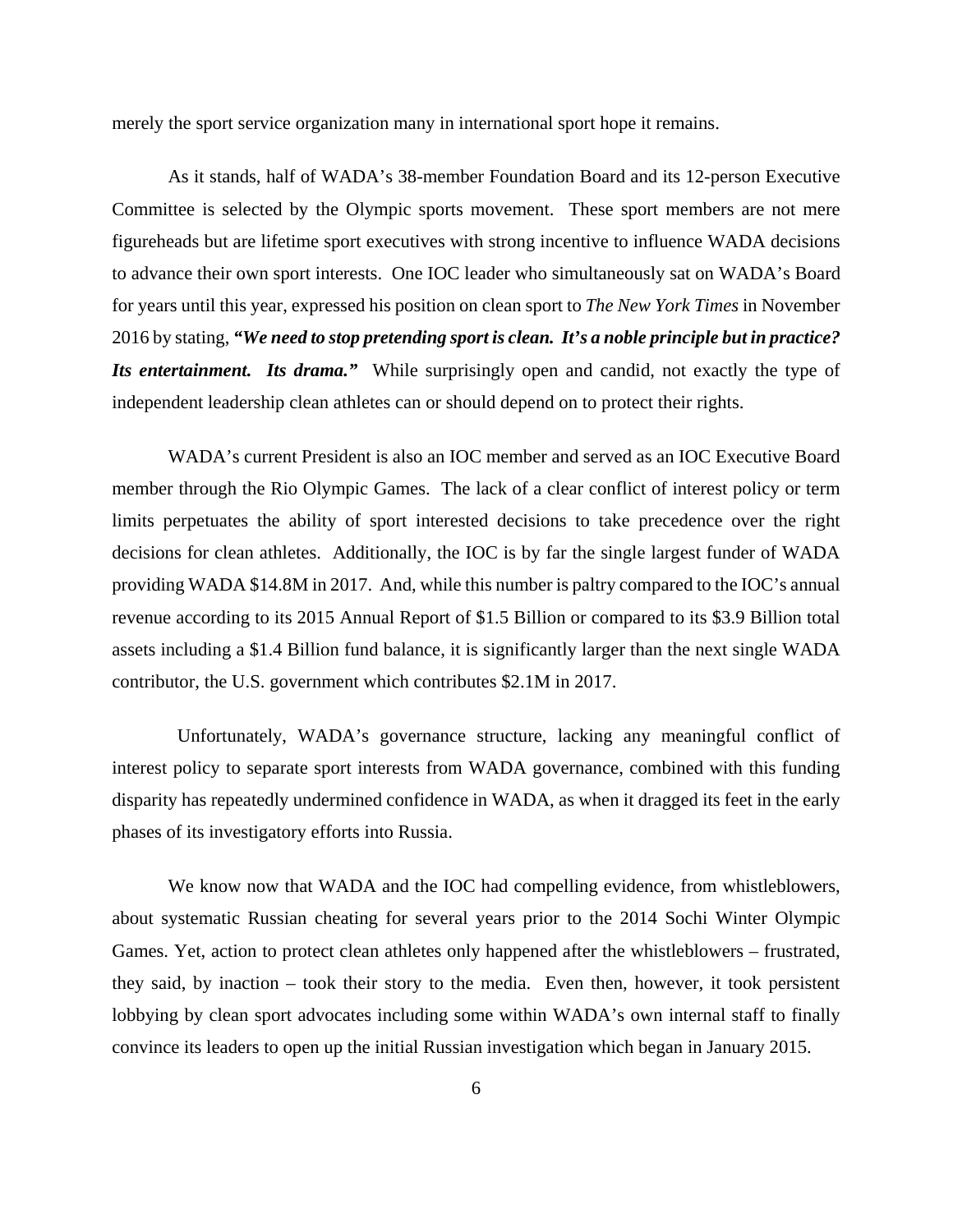merely the sport service organization many in international sport hope it remains.

As it stands, half of WADA's 38-member Foundation Board and its 12-person Executive Committee is selected by the Olympic sports movement. These sport members are not mere figureheads but are lifetime sport executives with strong incentive to influence WADA decisions to advance their own sport interests. One IOC leader who simultaneously sat on WADA's Board for years until this year, expressed his position on clean sport to *The New York Times* in November 2016 by stating, ***"We need to stop pretending sport is clean. It's a noble principle but in practice? Its entertainment. Its drama."*** While surprisingly open and candid, not exactly the type of independent leadership clean athletes can or should depend on to protect their rights.

WADA's current President is also an IOC member and served as an IOC Executive Board member through the Rio Olympic Games. The lack of a clear conflict of interest policy or term limits perpetuates the ability of sport interested decisions to take precedence over the right decisions for clean athletes. Additionally, the IOC is by far the single largest funder of WADA providing WADA \$14.8M in 2017. And, while this number is paltry compared to the IOC's annual revenue according to its 2015 Annual Report of \$1.5 Billion or compared to its \$3.9 Billion total assets including a \$1.4 Billion fund balance, it is significantly larger than the next single WADA contributor, the U.S. government which contributes \$2.1M in 2017.

Unfortunately, WADA's governance structure, lacking any meaningful conflict of interest policy to separate sport interests from WADA governance, combined with this funding disparity has repeatedly undermined confidence in WADA, as when it dragged its feet in the early phases of its investigatory efforts into Russia.

We know now that WADA and the IOC had compelling evidence, from whistleblowers, about systematic Russian cheating for several years prior to the 2014 Sochi Winter Olympic Games. Yet, action to protect clean athletes only happened after the whistleblowers – frustrated, they said, by inaction – took their story to the media. Even then, however, it took persistent lobbying by clean sport advocates including some within WADA's own internal staff to finally convince its leaders to open up the initial Russian investigation which began in January 2015.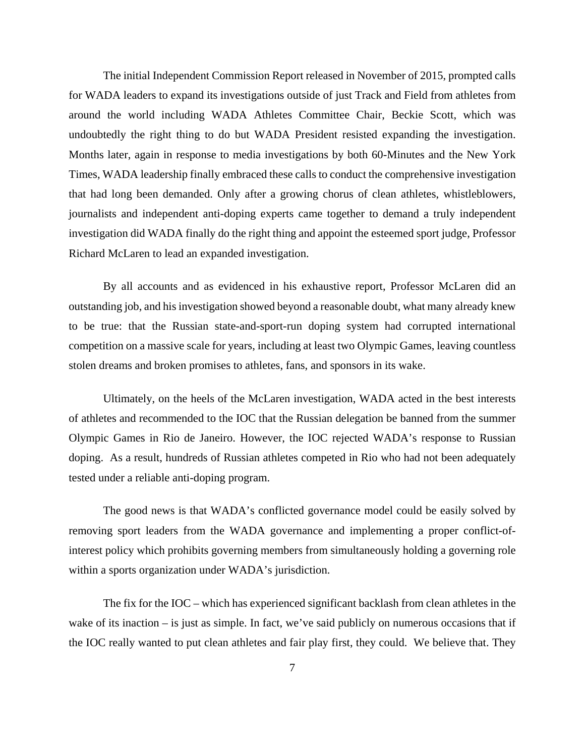The initial Independent Commission Report released in November of 2015, prompted calls for WADA leaders to expand its investigations outside of just Track and Field from athletes from around the world including WADA Athletes Committee Chair, Beckie Scott, which was undoubtedly the right thing to do but WADA President resisted expanding the investigation. Months later, again in response to media investigations by both 60-Minutes and the New York Times, WADA leadership finally embraced these calls to conduct the comprehensive investigation that had long been demanded. Only after a growing chorus of clean athletes, whistleblowers, journalists and independent anti-doping experts came together to demand a truly independent investigation did WADA finally do the right thing and appoint the esteemed sport judge, Professor Richard McLaren to lead an expanded investigation.

By all accounts and as evidenced in his exhaustive report, Professor McLaren did an outstanding job, and his investigation showed beyond a reasonable doubt, what many already knew to be true: that the Russian state-and-sport-run doping system had corrupted international competition on a massive scale for years, including at least two Olympic Games, leaving countless stolen dreams and broken promises to athletes, fans, and sponsors in its wake.

Ultimately, on the heels of the McLaren investigation, WADA acted in the best interests of athletes and recommended to the IOC that the Russian delegation be banned from the summer Olympic Games in Rio de Janeiro. However, the IOC rejected WADA's response to Russian doping. As a result, hundreds of Russian athletes competed in Rio who had not been adequately tested under a reliable anti-doping program.

The good news is that WADA's conflicted governance model could be easily solved by removing sport leaders from the WADA governance and implementing a proper conflict-of-interest policy which prohibits governing members from simultaneously holding a governing role within a sports organization under WADA's jurisdiction.

The fix for the IOC – which has experienced significant backlash from clean athletes in the wake of its inaction – is just as simple. In fact, we've said publicly on numerous occasions that if the IOC really wanted to put clean athletes and fair play first, they could. We believe that. They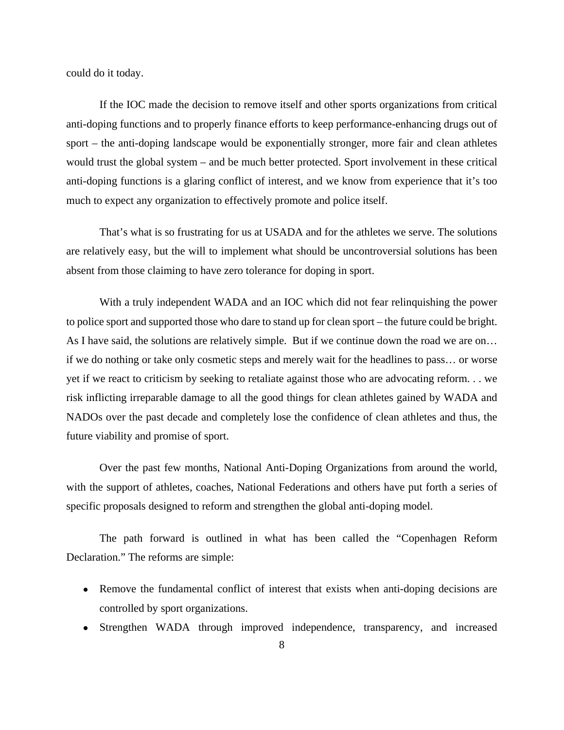could do it today.

If the IOC made the decision to remove itself and other sports organizations from critical anti-doping functions and to properly finance efforts to keep performance-enhancing drugs out of sport – the anti-doping landscape would be exponentially stronger, more fair and clean athletes would trust the global system – and be much better protected. Sport involvement in these critical anti-doping functions is a glaring conflict of interest, and we know from experience that it's too much to expect any organization to effectively promote and police itself.

That's what is so frustrating for us at USADA and for the athletes we serve. The solutions are relatively easy, but the will to implement what should be uncontroversial solutions has been absent from those claiming to have zero tolerance for doping in sport.

With a truly independent WADA and an IOC which did not fear relinquishing the power to police sport and supported those who dare to stand up for clean sport – the future could be bright. As I have said, the solutions are relatively simple. But if we continue down the road we are on… if we do nothing or take only cosmetic steps and merely wait for the headlines to pass… or worse yet if we react to criticism by seeking to retaliate against those who are advocating reform. . . we risk inflicting irreparable damage to all the good things for clean athletes gained by WADA and NADOs over the past decade and completely lose the confidence of clean athletes and thus, the future viability and promise of sport.

Over the past few months, National Anti-Doping Organizations from around the world, with the support of athletes, coaches, National Federations and others have put forth a series of specific proposals designed to reform and strengthen the global anti-doping model.

The path forward is outlined in what has been called the "Copenhagen Reform Declaration." The reforms are simple:

- Remove the fundamental conflict of interest that exists when anti-doping decisions are controlled by sport organizations.
- Strengthen WADA through improved independence, transparency, and increased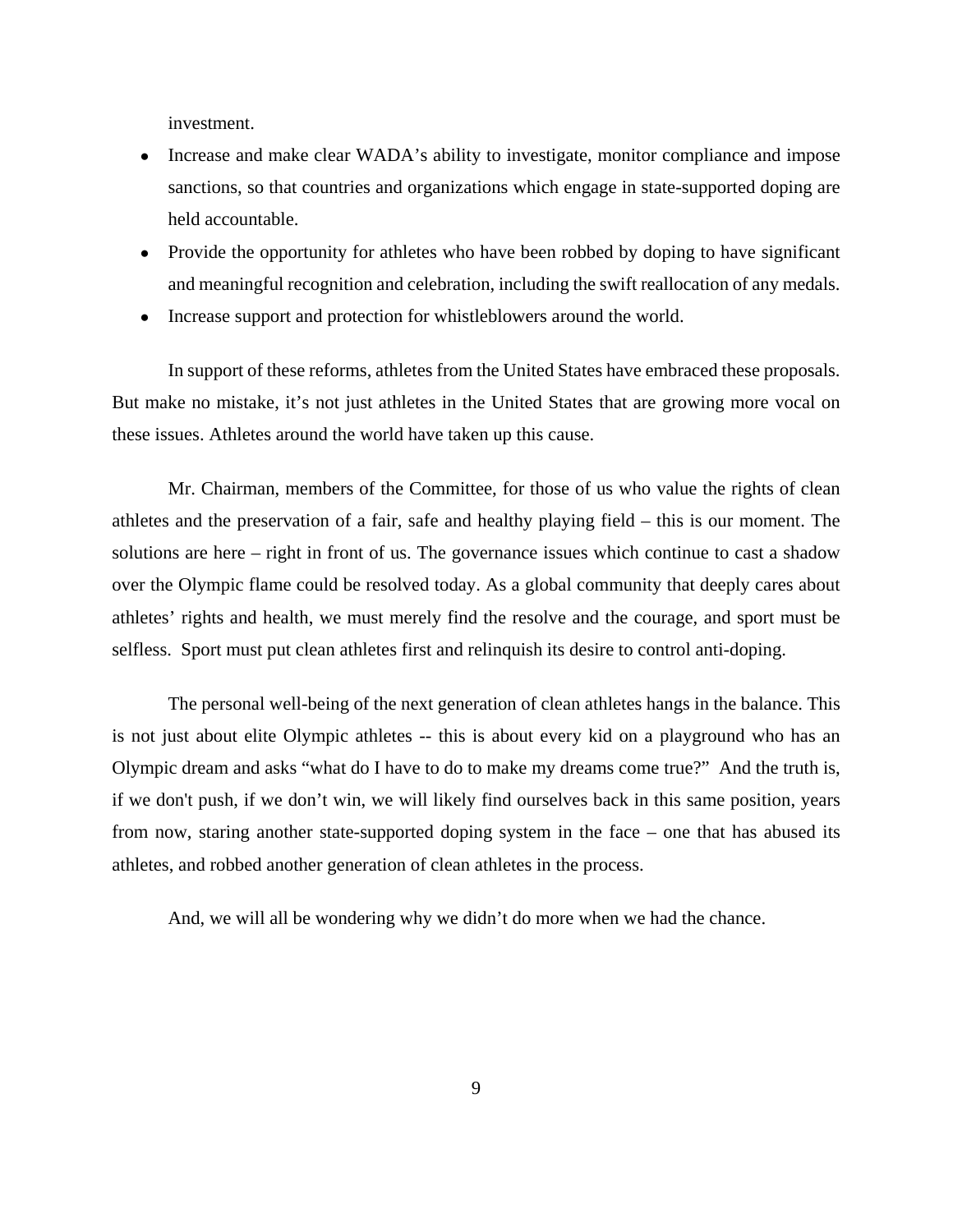investment.

- Increase and make clear WADA's ability to investigate, monitor compliance and impose sanctions, so that countries and organizations which engage in state-supported doping are held accountable.
- Provide the opportunity for athletes who have been robbed by doping to have significant and meaningful recognition and celebration, including the swift reallocation of any medals.
- Increase support and protection for whistleblowers around the world.

In support of these reforms, athletes from the United States have embraced these proposals. But make no mistake, it's not just athletes in the United States that are growing more vocal on these issues. Athletes around the world have taken up this cause.

Mr. Chairman, members of the Committee, for those of us who value the rights of clean athletes and the preservation of a fair, safe and healthy playing field – this is our moment. The solutions are here – right in front of us. The governance issues which continue to cast a shadow over the Olympic flame could be resolved today. As a global community that deeply cares about athletes' rights and health, we must merely find the resolve and the courage, and sport must be selfless. Sport must put clean athletes first and relinquish its desire to control anti-doping.

The personal well-being of the next generation of clean athletes hangs in the balance. This is not just about elite Olympic athletes -- this is about every kid on a playground who has an Olympic dream and asks "what do I have to do to make my dreams come true?" And the truth is, if we don't push, if we don't win, we will likely find ourselves back in this same position, years from now, staring another state-supported doping system in the face – one that has abused its athletes, and robbed another generation of clean athletes in the process.

And, we will all be wondering why we didn't do more when we had the chance.